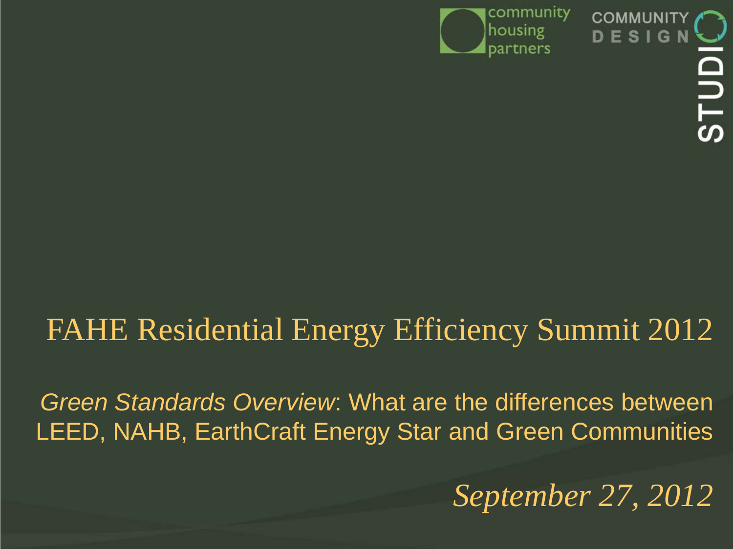community housing partners

COMMUNITY DESIGN STUDIO

# FAHE Residential Energy Efficiency Summit 2012

*Green Standards Overview*: What are the differences between LEED, NAHB, EarthCraft Energy Star and Green Communities

*September 27, 2012*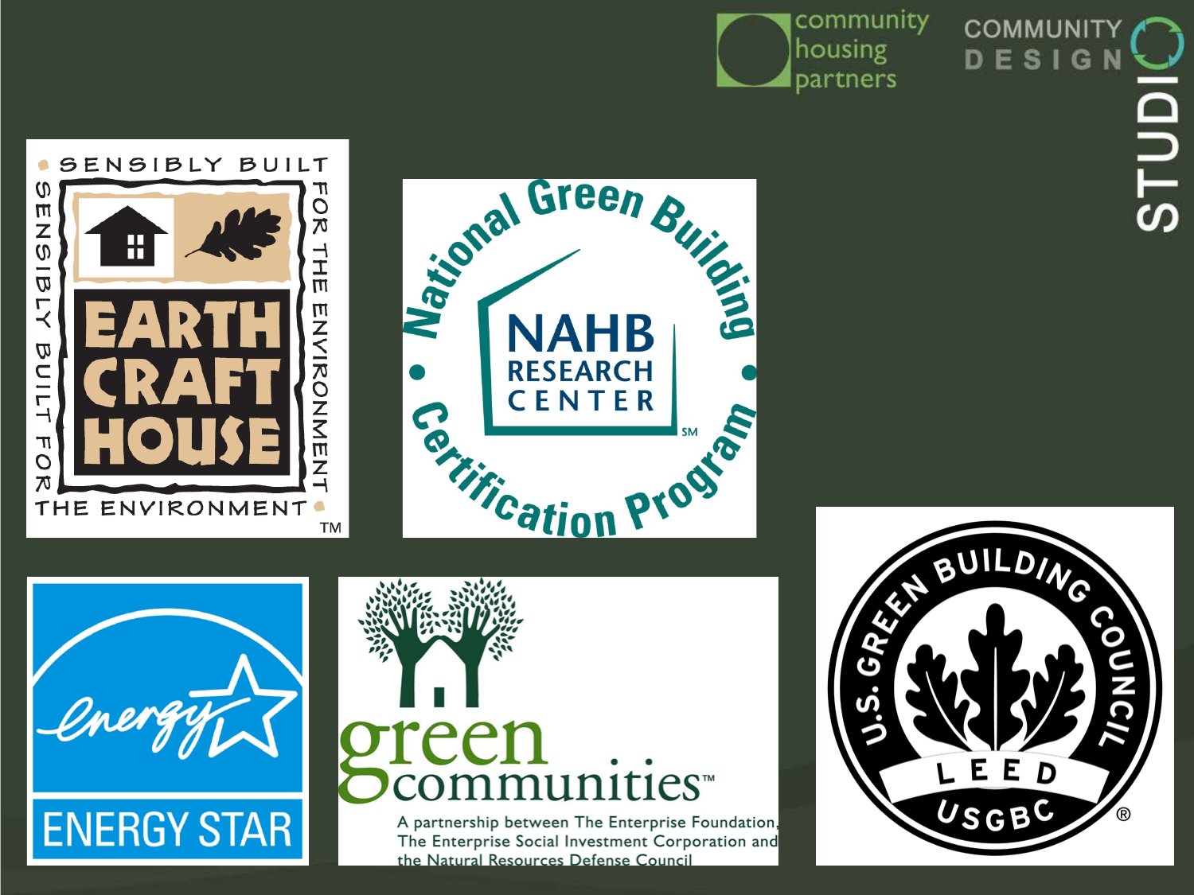community housing partners

COMMUNITY DESIGN STUDIO

SENSIBLY BUILT FOR THE ENVIRONMENT

EARTH CRAFT HOUSE

SENSIBLY BUILT FOR THE ENVIRONMENT™

National Green Building Certification Program

NAHB RESEARCH CENTER℠

ENERGY STAR

green communities™

A partnership between The Enterprise Foundation, The Enterprise Social Investment Corporation and the Natural Resources Defense Council

U.S. GREEN BUILDING COUNCIL

LEED

USGBC®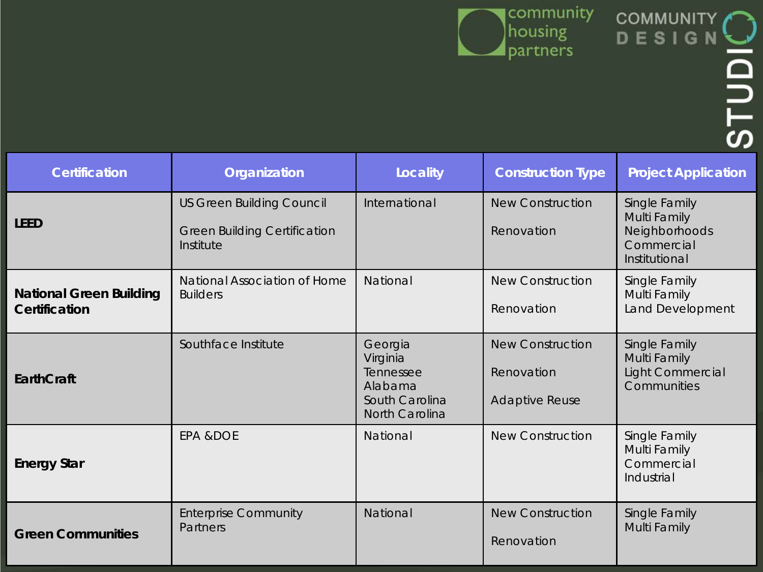| Certification | Organization | Locality | Construction Type | Project Application |
|---|---|---|---|---|
| **LEED** | US Green Building Council<br><br>Green Building Certification Institute | International | New Construction<br><br>Renovation | Single Family<br>Multi Family<br>Neighborhoods<br>Commercial<br>Institutional |
| **National Green Building Certification** | National Association of Home Builders | National | New Construction<br><br>Renovation | Single Family<br>Multi Family<br>Land Development |
| **EarthCraft** | Southface Institute | Georgia<br>Virginia<br>Tennessee<br>Alabama<br>South Carolina<br>North Carolina | New Construction<br><br>Renovation<br><br>Adaptive Reuse | Single Family<br>Multi Family<br>Light Commercial<br>Communities |
| **Energy Star** | EPA &DOE | National | New Construction | Single Family<br>Multi Family<br>Commercial<br>Industrial |
| **Green Communities** | Enterprise Community Partners | National | New Construction<br><br>Renovation | Single Family<br>Multi Family |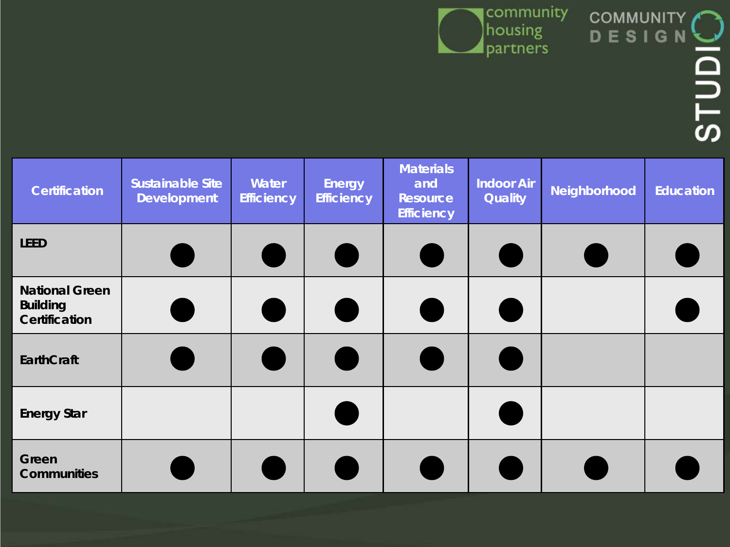| Certification | Sustainable Site Development | Water Efficiency | Energy Efficiency | Materials and Resource Efficiency | Indoor Air Quality | Neighborhood | Education |
|---|---|---|---|---|---|---|---|
| LEED | ● | ● | ● | ● | ● | ● | ● |
| National Green Building Certification | ● | ● | ● | ● | ● | | ● |
| EarthCraft | ● | ● | ● | ● | ● | | |
| Energy Star | | | ● | | ● | | |
| Green Communities | ● | ● | ● | ● | ● | ● | ● |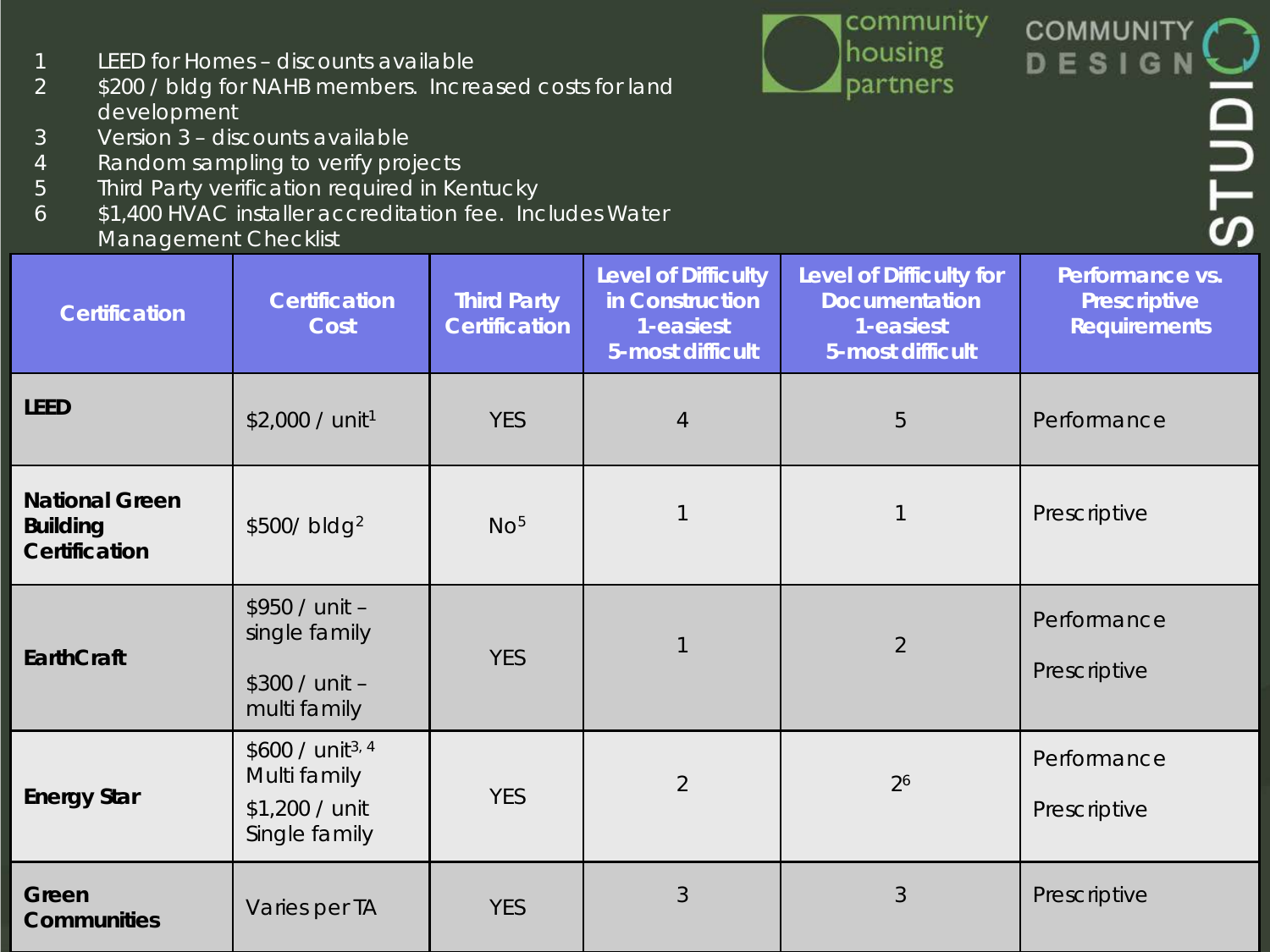1 LEED for Homes – discounts available
2 $200 / bldg for NAHB members. Increased costs for land development
3 Version 3 – discounts available
4 Random sampling to verify projects
5 Third Party verification required in Kentucky
6 $1,400 HVAC installer accreditation fee. Includes Water Management Checklist

community housing partners

COMMUNITY DESIGN STUDIO

| Certification | Certification Cost | Third Party Certification | Level of Difficulty in Construction 1-easiest 5-most difficult | Level of Difficulty for Documentation 1-easiest 5-most difficult | Performance vs. Prescriptive Requirements |
|---|---|---|---|---|---|
| **LEED** | $2,000 / unit[1] | YES | 4 | 5 | Performance |
| **National Green Building Certification** | $500/ bldg[2] | No[5] | 1 | 1 | Prescriptive |
| **EarthCraft** | $950 / unit – single family<br><br>$300 / unit – multi family | YES | 1 | 2 | Performance<br><br>Prescriptive |
| **Energy Star** | $600 / unit[3, 4] Multi family<br>$1,200 / unit Single family | YES | 2 | 2[6] | Performance<br><br>Prescriptive |
| **Green Communities** | Varies per TA | YES | 3 | 3 | Prescriptive |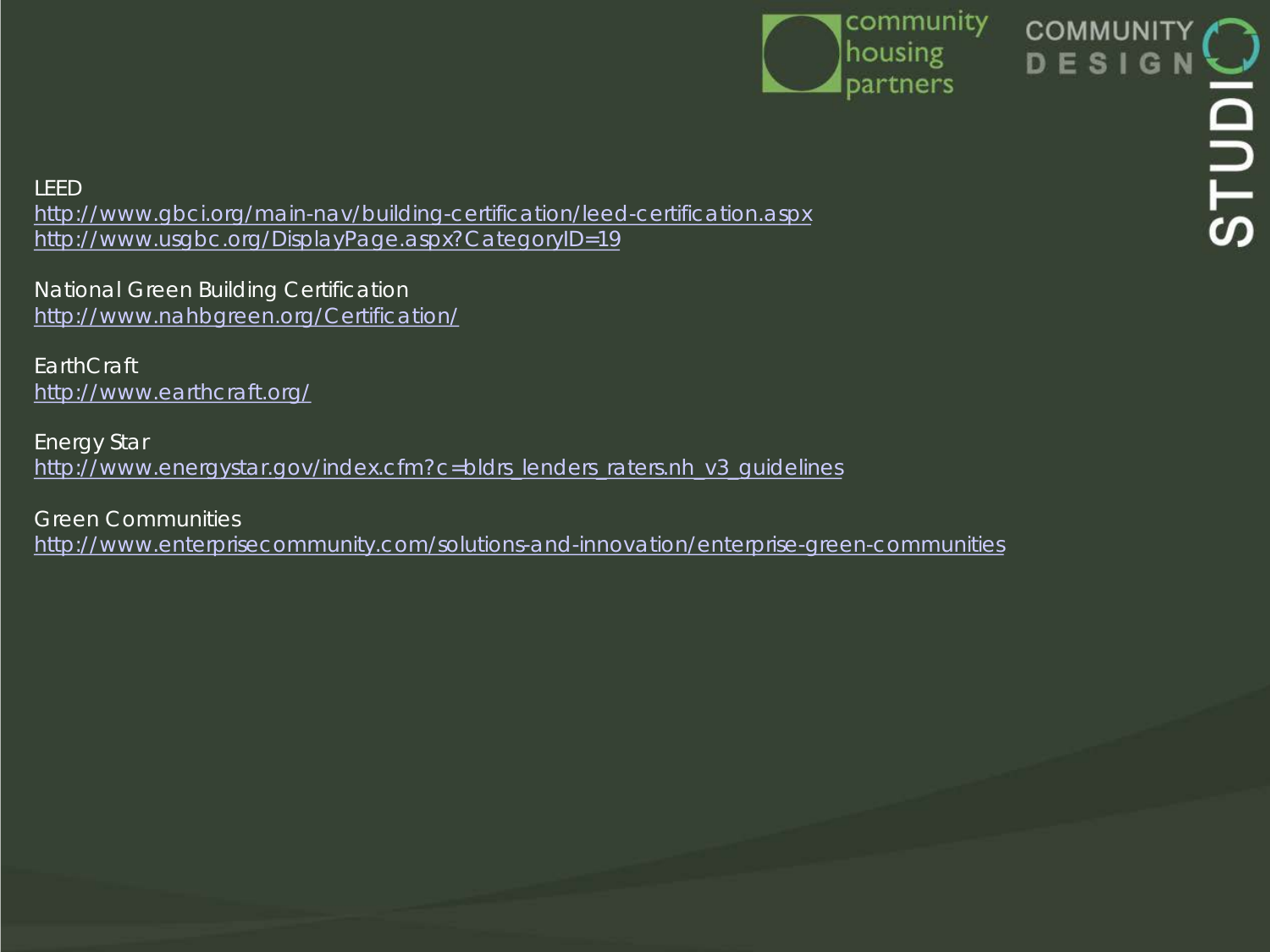LEED

http://www.gbci.org/main-nav/building-certification/leed-certification.aspx

http://www.usgbc.org/DisplayPage.aspx?CategoryID=19

National Green Building Certification

http://www.nahbgreen.org/Certification/

EarthCraft

http://www.earthcraft.org/

Energy Star

http://www.energystar.gov/index.cfm?c=bldrs_lenders_raters.nh_v3_guidelines

Green Communities

http://www.enterprisecommunity.com/solutions-and-innovation/enterprise-green-communities